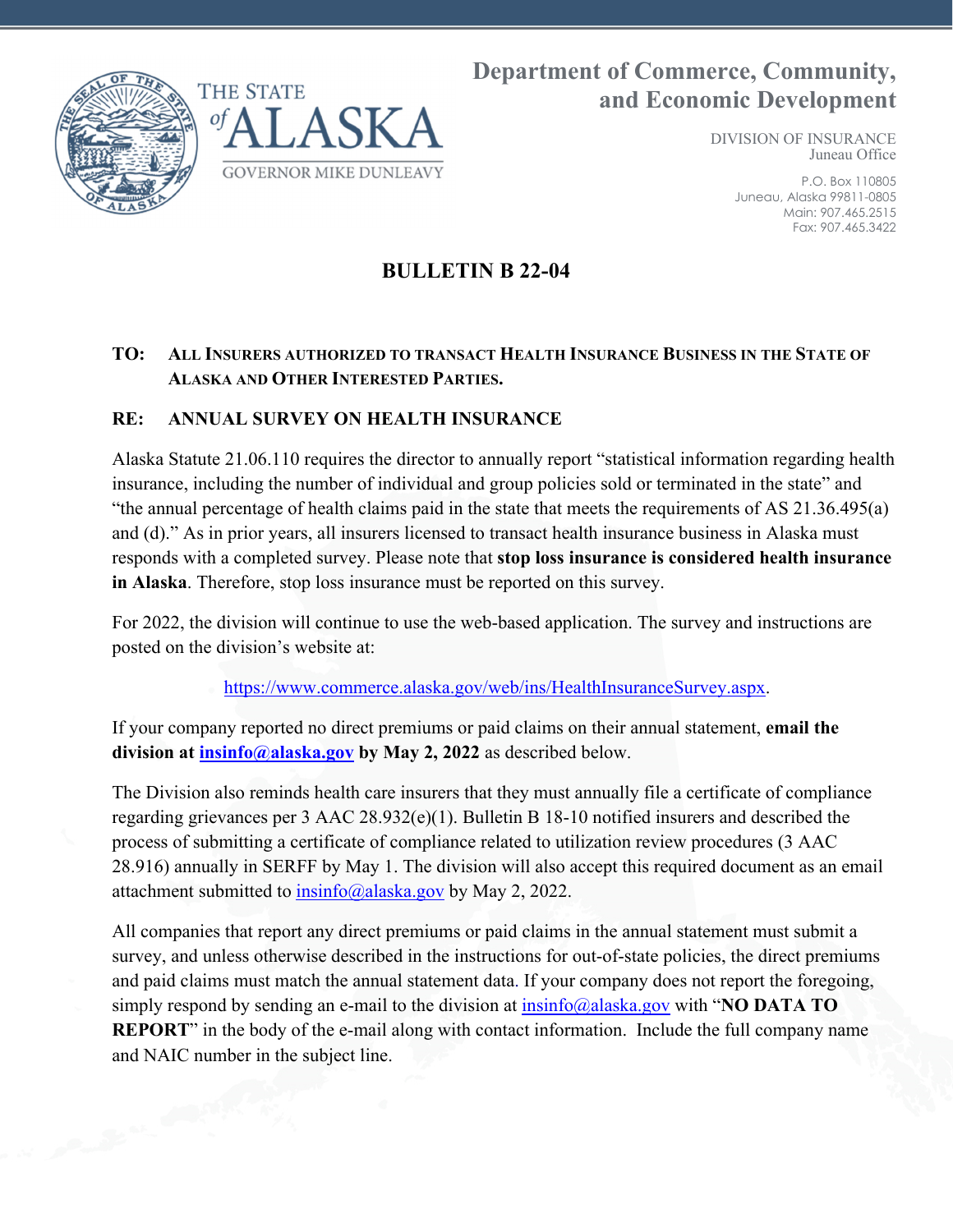THE STATE of ALASKA

GOVERNOR MIKE DUNLEAVY

# Department of Commerce, Community, and Economic Development

DIVISION OF INSURANCE
Juneau Office

P.O. Box 110805
Juneau, Alaska 99811-0805
Main: 907.465.2515
Fax: 907.465.3422

## BULLETIN B 22-04

**TO: ALL INSURERS AUTHORIZED TO TRANSACT HEALTH INSURANCE BUSINESS IN THE STATE OF ALASKA AND OTHER INTERESTED PARTIES.**

**RE: ANNUAL SURVEY ON HEALTH INSURANCE**

Alaska Statute 21.06.110 requires the director to annually report "statistical information regarding health insurance, including the number of individual and group policies sold or terminated in the state" and "the annual percentage of health claims paid in the state that meets the requirements of AS 21.36.495(a) and (d)." As in prior years, all insurers licensed to transact health insurance business in Alaska must responds with a completed survey. Please note that **stop loss insurance is considered health insurance in Alaska**. Therefore, stop loss insurance must be reported on this survey.

For 2022, the division will continue to use the web-based application. The survey and instructions are posted on the division's website at:

https://www.commerce.alaska.gov/web/ins/HealthInsuranceSurvey.aspx.

If your company reported no direct premiums or paid claims on their annual statement, **email the division at insinfo@alaska.gov by May 2, 2022** as described below.

The Division also reminds health care insurers that they must annually file a certificate of compliance regarding grievances per 3 AAC 28.932(e)(1). Bulletin B 18-10 notified insurers and described the process of submitting a certificate of compliance related to utilization review procedures (3 AAC 28.916) annually in SERFF by May 1. The division will also accept this required document as an email attachment submitted to insinfo@alaska.gov by May 2, 2022.

All companies that report any direct premiums or paid claims in the annual statement must submit a survey, and unless otherwise described in the instructions for out-of-state policies, the direct premiums and paid claims must match the annual statement data. If your company does not report the foregoing, simply respond by sending an e-mail to the division at insinfo@alaska.gov with "**NO DATA TO REPORT**" in the body of the e-mail along with contact information. Include the full company name and NAIC number in the subject line.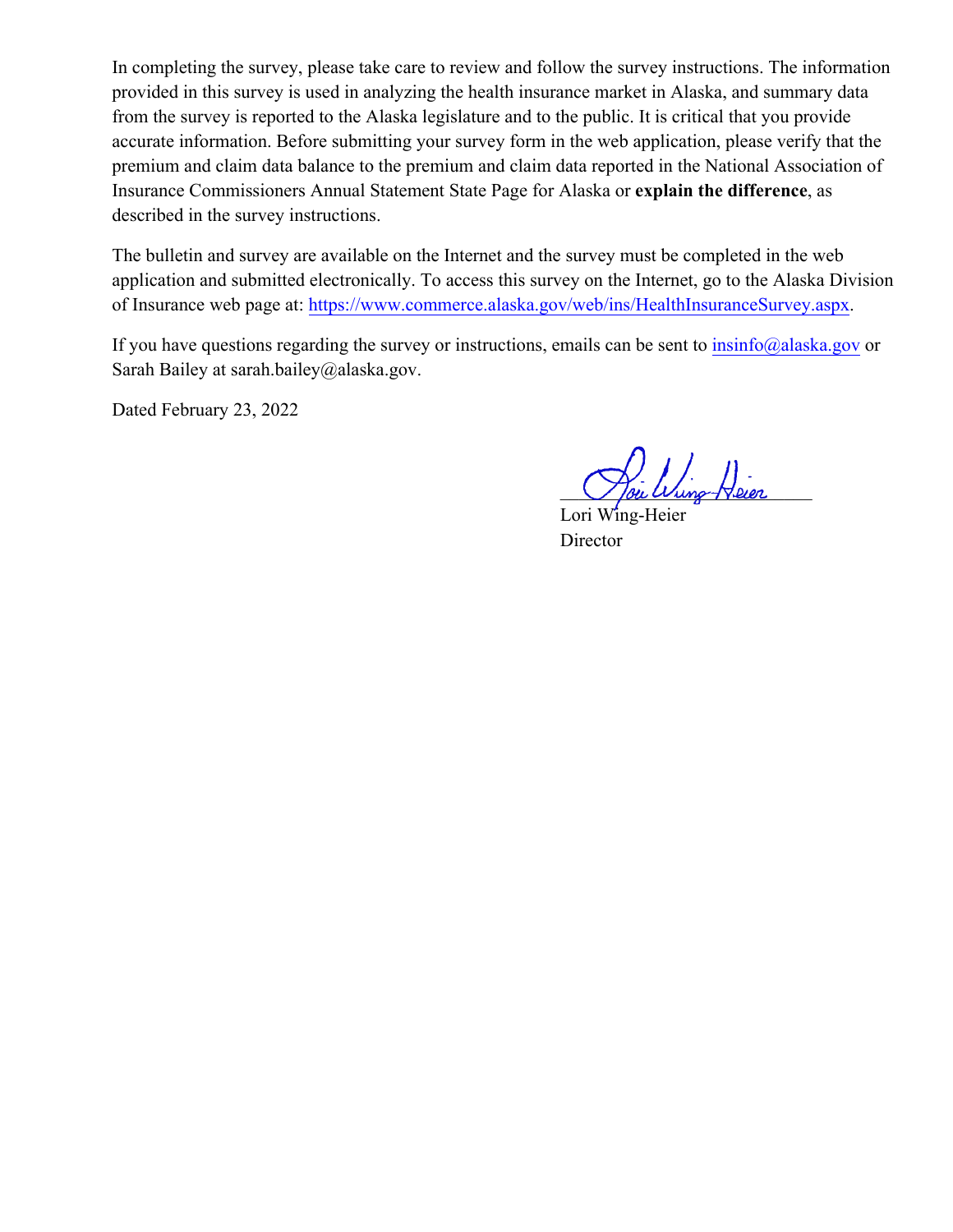In completing the survey, please take care to review and follow the survey instructions. The information provided in this survey is used in analyzing the health insurance market in Alaska, and summary data from the survey is reported to the Alaska legislature and to the public. It is critical that you provide accurate information. Before submitting your survey form in the web application, please verify that the premium and claim data balance to the premium and claim data reported in the National Association of Insurance Commissioners Annual Statement State Page for Alaska or **explain the difference**, as described in the survey instructions.

The bulletin and survey are available on the Internet and the survey must be completed in the web application and submitted electronically. To access this survey on the Internet, go to the Alaska Division of Insurance web page at: https://www.commerce.alaska.gov/web/ins/HealthInsuranceSurvey.aspx.

If you have questions regarding the survey or instructions, emails can be sent to insinfo@alaska.gov or Sarah Bailey at sarah.bailey@alaska.gov.

Dated February 23, 2022

Lori Wing-Heier
Director